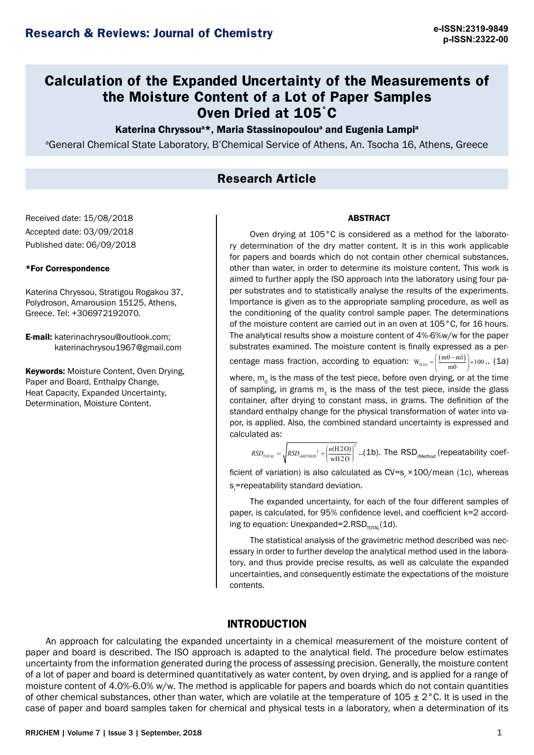# Calculation of the Expanded Uncertainty of the Measurements of the Moisture Content of a Lot of Paper Samples Oven Dried at 105˚C

**Katerina Chryssou[a]\*, Maria Stassinopoulou[a] and Eugenia Lampi[a]**

[a]General Chemical State Laboratory, B'Chemical Service of Athens, An. Tsocha 16, Athens, Greece

## Research Article

Received date: 15/08/2018

Accepted date: 03/09/2018

Published date: 06/09/2018

**\*For Correspondence**

Katerina Chryssou, Stratigou Rogakou 37, Polydroson, Amarousion 15125, Athens, Greece. Tel: +306972192070.

**E-mail:** katerinachrysou@outlook.com; katerinachrysou1967@gmail.com

**Keywords:** Moisture Content, Oven Drying, Paper and Board, Enthalpy Change, Heat Capacity, Expanded Uncertainty, Determination, Moisture Content.

### ABSTRACT

Oven drying at 105°C is considered as a method for the laboratory determination of the dry matter content. It is in this work applicable for papers and boards which do not contain other chemical substances, other than water, in order to determine its moisture content. This work is aimed to further apply the ISO approach into the laboratory using four paper substrates and to statistically analyse the results of the experiments. Importance is given as to the appropriate sampling procedure, as well as the conditioning of the quality control sample paper. The determinations of the moisture content are carried out in an oven at 105°C, for 16 hours. The analytical results show a moisture content of 4%-6%w/w for the paper substrates examined. The moisture content is finally expressed as a percentage mass fraction, according to equation: $W_{H2O} = \left(\frac{(m0-m1)}{m0}\right) \times 100$ .. (1a)

where, $m_0$ is the mass of the test piece, before oven drying, or at the time of sampling, in grams $m_1$ is the mass of the test piece, inside the glass container, after drying to constant mass, in grams. The definition of the standard enthalpy change for the physical transformation of water into vapor, is applied. Also, the combined standard uncertainty is expressed and calculated as:

$RSD_{TOTAL} = \sqrt{RSD_{rMETHOD}{}^2 + \left(\frac{u(H2O)}{wH2O}\right)^2}$ ..(1b). The $RSD_{rMethod}$ (repeatability coefficient of variation) is also calculated as $CV = s_r \times 100/mean$ (1c), whereas $s_r$=repeatability standard deviation.

The expanded uncertainty, for each of the four different samples of paper, is calculated, for 95% confidence level, and coefficient k=2 according to equation: $U_{expanded} = 2.RSD_{TOTAL}$(1d).

The statistical analysis of the gravimetric method described was necessary in order to further develop the analytical method used in the laboratory, and thus provide precise results, as well as calculate the expanded uncertainties, and consequently estimate the expectations of the moisture contents.

## INTRODUCTION

An approach for calculating the expanded uncertainty in a chemical measurement of the moisture content of paper and board is described. The ISO approach is adapted to the analytical field. The procedure below estimates uncertainty from the information generated during the process of assessing precision. Generally, the moisture content of a lot of paper and board is determined quantitatively as water content, by oven drying, and is applied for a range of moisture content of 4.0%-6.0% w/w. The method is applicable for papers and boards which do not contain quantities of other chemical substances, other than water, which are volatile at the temperature of 105 ± 2°C. It is used in the case of paper and board samples taken for chemical and physical tests in a laboratory, when a determination of its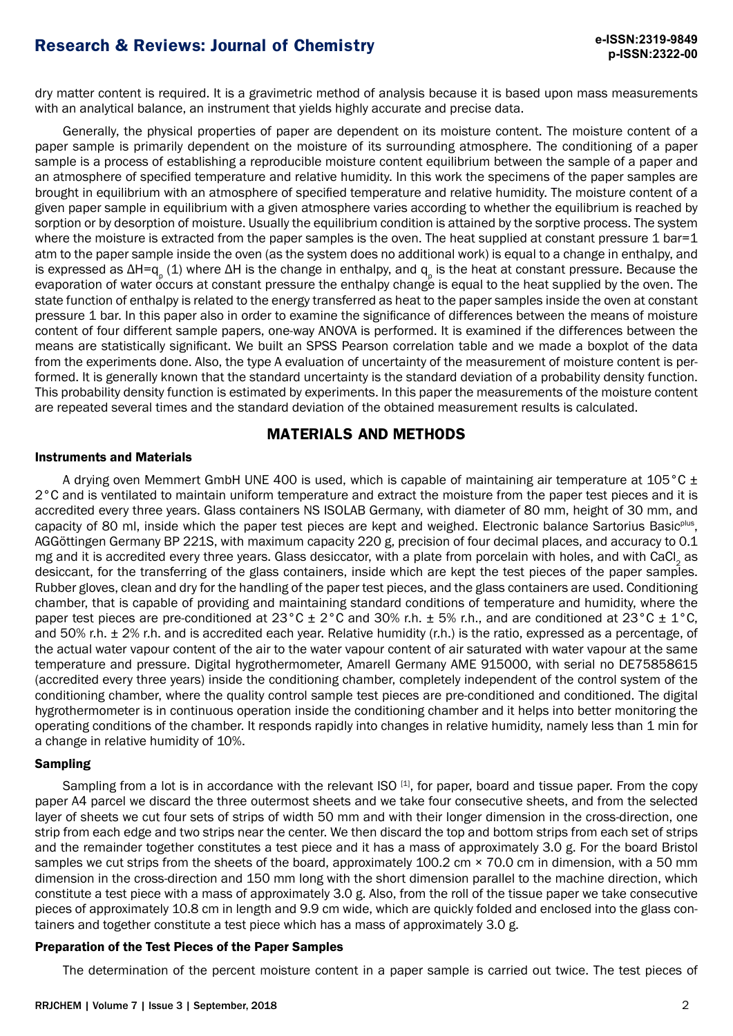dry matter content is required. It is a gravimetric method of analysis because it is based upon mass measurements with an analytical balance, an instrument that yields highly accurate and precise data.

Generally, the physical properties of paper are dependent on its moisture content. The moisture content of a paper sample is primarily dependent on the moisture of its surrounding atmosphere. The conditioning of a paper sample is a process of establishing a reproducible moisture content equilibrium between the sample of a paper and an atmosphere of specified temperature and relative humidity. In this work the specimens of the paper samples are brought in equilibrium with an atmosphere of specified temperature and relative humidity. The moisture content of a given paper sample in equilibrium with a given atmosphere varies according to whether the equilibrium is reached by sorption or by desorption of moisture. Usually the equilibrium condition is attained by the sorptive process. The system where the moisture is extracted from the paper samples is the oven. The heat supplied at constant pressure 1 bar=1 atm to the paper sample inside the oven (as the system does no additional work) is equal to a change in enthalpy, and is expressed as $\Delta H=q_p$ (1) where $\Delta H$ is the change in enthalpy, and $q_p$ is the heat at constant pressure. Because the evaporation of water occurs at constant pressure the enthalpy change is equal to the heat supplied by the oven. The state function of enthalpy is related to the energy transferred as heat to the paper samples inside the oven at constant pressure 1 bar. In this paper also in order to examine the significance of differences between the means of moisture content of four different sample papers, one-way ANOVA is performed. It is examined if the differences between the means are statistically significant. We built an SPSS Pearson correlation table and we made a boxplot of the data from the experiments done. Also, the type A evaluation of uncertainty of the measurement of moisture content is performed. It is generally known that the standard uncertainty is the standard deviation of a probability density function. This probability density function is estimated by experiments. In this paper the measurements of the moisture content are repeated several times and the standard deviation of the obtained measurement results is calculated.

## MATERIALS AND METHODS

### Instruments and Materials

A drying oven Memmert GmbH UNE 400 is used, which is capable of maintaining air temperature at 105°C ± 2°C and is ventilated to maintain uniform temperature and extract the moisture from the paper test pieces and it is accredited every three years. Glass containers NS ISOLAB Germany, with diameter of 80 mm, height of 30 mm, and capacity of 80 ml, inside which the paper test pieces are kept and weighed. Electronic balance Sartorius Basic[plus], AGGöttingen Germany BP 221S, with maximum capacity 220 g, precision of four decimal places, and accuracy to 0.1 mg and it is accredited every three years. Glass desiccator, with a plate from porcelain with holes, and with $CaCl_2$ as desiccant, for the transferring of the glass containers, inside which are kept the test pieces of the paper samples. Rubber gloves, clean and dry for the handling of the paper test pieces, and the glass containers are used. Conditioning chamber, that is capable of providing and maintaining standard conditions of temperature and humidity, where the paper test pieces are pre-conditioned at 23°C ± 2°C and 30% r.h. ± 5% r.h., and are conditioned at 23°C ± 1°C, and 50% r.h. ± 2% r.h. and is accredited each year. Relative humidity (r.h.) is the ratio, expressed as a percentage, of the actual water vapour content of the air to the water vapour content of air saturated with water vapour at the same temperature and pressure. Digital hygrothermometer, Amarell Germany AME 915000, with serial no DE75858615 (accredited every three years) inside the conditioning chamber, completely independent of the control system of the conditioning chamber, where the quality control sample test pieces are pre-conditioned and conditioned. The digital hygrothermometer is in continuous operation inside the conditioning chamber and it helps into better monitoring the operating conditions of the chamber. It responds rapidly into changes in relative humidity, namely less than 1 min for a change in relative humidity of 10%.

### Sampling

Sampling from a lot is in accordance with the relevant ISO [1], for paper, board and tissue paper. From the copy paper A4 parcel we discard the three outermost sheets and we take four consecutive sheets, and from the selected layer of sheets we cut four sets of strips of width 50 mm and with their longer dimension in the cross-direction, one strip from each edge and two strips near the center. We then discard the top and bottom strips from each set of strips and the remainder together constitutes a test piece and it has a mass of approximately 3.0 g. For the board Bristol samples we cut strips from the sheets of the board, approximately 100.2 cm × 70.0 cm in dimension, with a 50 mm dimension in the cross-direction and 150 mm long with the short dimension parallel to the machine direction, which constitute a test piece with a mass of approximately 3.0 g. Also, from the roll of the tissue paper we take consecutive pieces of approximately 10.8 cm in length and 9.9 cm wide, which are quickly folded and enclosed into the glass containers and together constitute a test piece which has a mass of approximately 3.0 g.

### Preparation of the Test Pieces of the Paper Samples

The determination of the percent moisture content in a paper sample is carried out twice. The test pieces of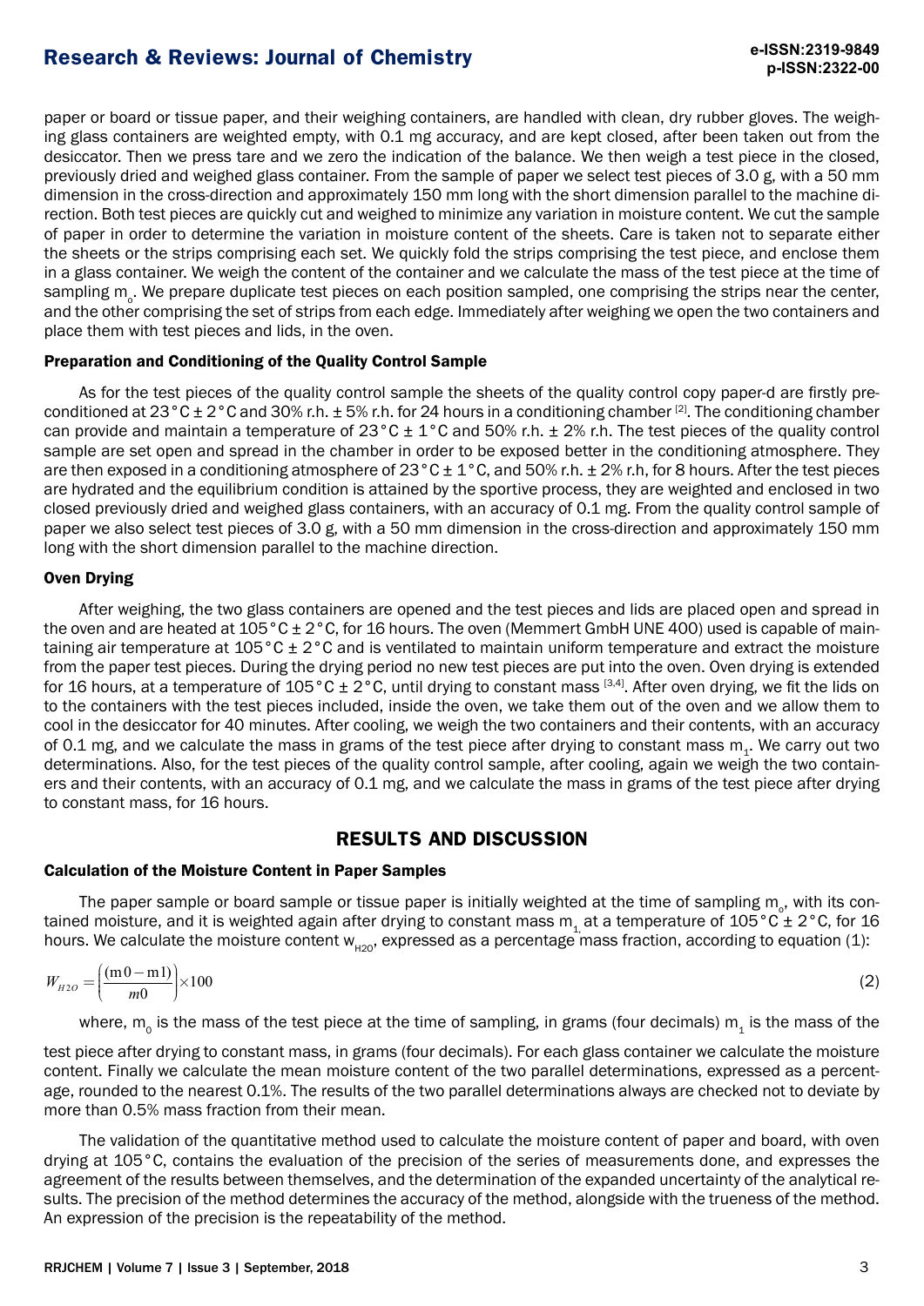paper or board or tissue paper, and their weighing containers, are handled with clean, dry rubber gloves. The weighing glass containers are weighted empty, with 0.1 mg accuracy, and are kept closed, after been taken out from the desiccator. Then we press tare and we zero the indication of the balance. We then weigh a test piece in the closed, previously dried and weighed glass container. From the sample of paper we select test pieces of 3.0 g, with a 50 mm dimension in the cross-direction and approximately 150 mm long with the short dimension parallel to the machine direction. Both test pieces are quickly cut and weighed to minimize any variation in moisture content. We cut the sample of paper in order to determine the variation in moisture content of the sheets. Care is taken not to separate either the sheets or the strips comprising each set. We quickly fold the strips comprising the test piece, and enclose them in a glass container. We weigh the content of the container and we calculate the mass of the test piece at the time of sampling $m_o$. We prepare duplicate test pieces on each position sampled, one comprising the strips near the center, and the other comprising the set of strips from each edge. Immediately after weighing we open the two containers and place them with test pieces and lids, in the oven.

#### Preparation and Conditioning of the Quality Control Sample

As for the test pieces of the quality control sample the sheets of the quality control copy paper-d are firstly preconditioned at 23°C ± 2°C and 30% r.h. ± 5% r.h. for 24 hours in a conditioning chamber [2]. The conditioning chamber can provide and maintain a temperature of 23°C ± 1°C and 50% r.h. ± 2% r.h. The test pieces of the quality control sample are set open and spread in the chamber in order to be exposed better in the conditioning atmosphere. They are then exposed in a conditioning atmosphere of 23°C ± 1°C, and 50% r.h. ± 2% r.h, for 8 hours. After the test pieces are hydrated and the equilibrium condition is attained by the sportive process, they are weighted and enclosed in two closed previously dried and weighed glass containers, with an accuracy of 0.1 mg. From the quality control sample of paper we also select test pieces of 3.0 g, with a 50 mm dimension in the cross-direction and approximately 150 mm long with the short dimension parallel to the machine direction.

#### Oven Drying

After weighing, the two glass containers are opened and the test pieces and lids are placed open and spread in the oven and are heated at 105°C ± 2°C, for 16 hours. The oven (Memmert GmbH UNE 400) used is capable of maintaining air temperature at 105°C ± 2°C and is ventilated to maintain uniform temperature and extract the moisture from the paper test pieces. During the drying period no new test pieces are put into the oven. Oven drying is extended for 16 hours, at a temperature of 105°C ± 2°C, until drying to constant mass [3,4]. After oven drying, we fit the lids on to the containers with the test pieces included, inside the oven, we take them out of the oven and we allow them to cool in the desiccator for 40 minutes. After cooling, we weigh the two containers and their contents, with an accuracy of 0.1 mg, and we calculate the mass in grams of the test piece after drying to constant mass $m_1$. We carry out two determinations. Also, for the test pieces of the quality control sample, after cooling, again we weigh the two containers and their contents, with an accuracy of 0.1 mg, and we calculate the mass in grams of the test piece after drying to constant mass, for 16 hours.

## RESULTS AND DISCUSSION

#### Calculation of the Moisture Content in Paper Samples

The paper sample or board sample or tissue paper is initially weighted at the time of sampling $m_o$, with its contained moisture, and it is weighted again after drying to constant mass $m_1$ at a temperature of 105°C ± 2°C, for 16 hours. We calculate the moisture content $w_{H2O}$, expressed as a percentage mass fraction, according to equation (1):

$$W_{H2O} = \left(\frac{(m0 - m1)}{m0}\right) \times 100 \quad (2)$$

where, $m_0$ is the mass of the test piece at the time of sampling, in grams (four decimals) $m_1$ is the mass of the test piece after drying to constant mass, in grams (four decimals). For each glass container we calculate the moisture content. Finally we calculate the mean moisture content of the two parallel determinations, expressed as a percentage, rounded to the nearest 0.1%. The results of the two parallel determinations always are checked not to deviate by more than 0.5% mass fraction from their mean.

The validation of the quantitative method used to calculate the moisture content of paper and board, with oven drying at 105°C, contains the evaluation of the precision of the series of measurements done, and expresses the agreement of the results between themselves, and the determination of the expanded uncertainty of the analytical results. The precision of the method determines the accuracy of the method, alongside with the trueness of the method. An expression of the precision is the repeatability of the method.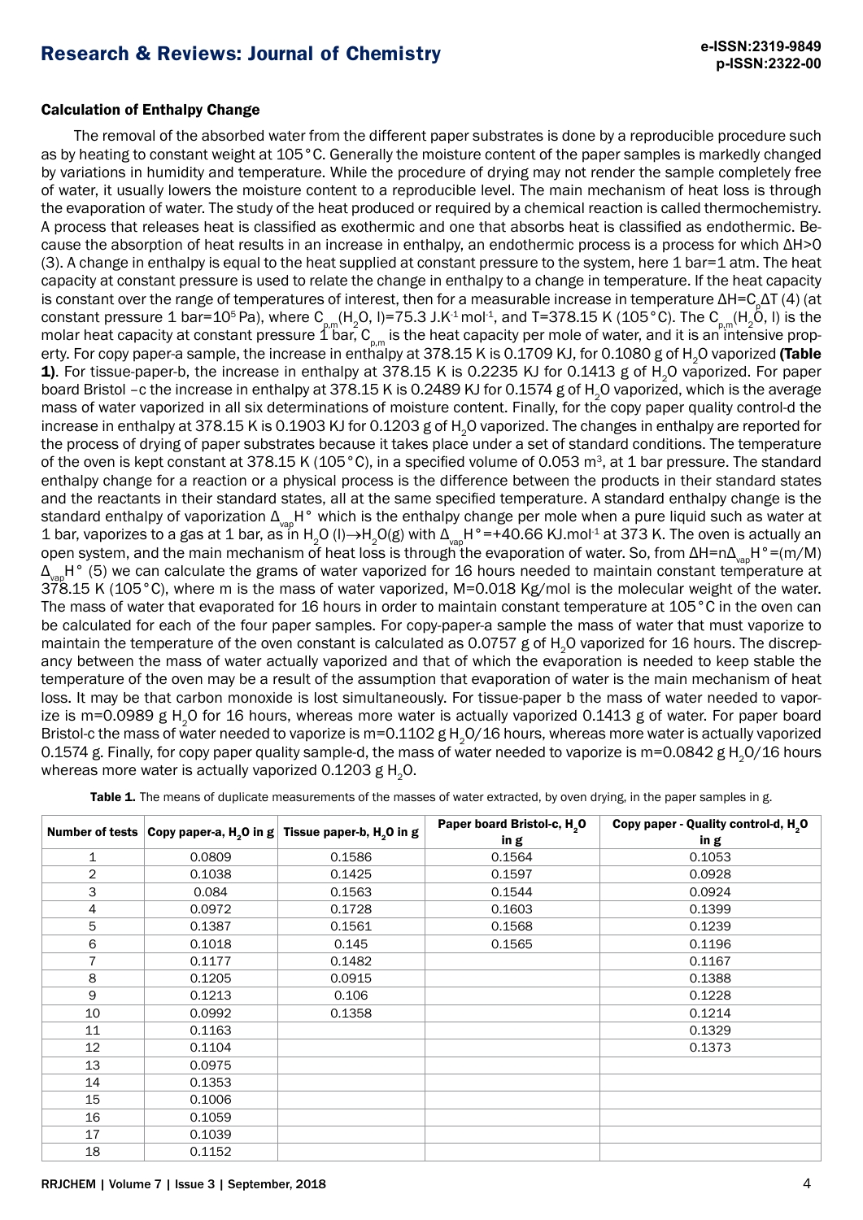### Calculation of Enthalpy Change

The removal of the absorbed water from the different paper substrates is done by a reproducible procedure such as by heating to constant weight at 105°C. Generally the moisture content of the paper samples is markedly changed by variations in humidity and temperature. While the procedure of drying may not render the sample completely free of water, it usually lowers the moisture content to a reproducible level. The main mechanism of heat loss is through the evaporation of water. The study of the heat produced or required by a chemical reaction is called thermochemistry. A process that releases heat is classified as exothermic and one that absorbs heat is classified as endothermic. Because the absorption of heat results in an increase in enthalpy, an endothermic process is a process for which $\Delta H>0$ (3). A change in enthalpy is equal to the heat supplied at constant pressure to the system, here 1 bar=1 atm. The heat capacity at constant pressure is used to relate the change in enthalpy to a change in temperature. If the heat capacity is constant over the range of temperatures of interest, then for a measurable increase in temperature $\Delta H=C_p\Delta T$ (4) (at constant pressure 1 bar=$10^5$ Pa), where $C_{p,m}(H_2O, l)=75.3$ J.K$^{-1}$ mol$^{-1}$, and T=378.15 K (105°C). The $C_{p,m}(H_2O, l)$ is the molar heat capacity at constant pressure 1 bar, $C_{p,m}$ is the heat capacity per mole of water, and it is an intensive property. For copy paper-a sample, the increase in enthalpy at 378.15 K is 0.1709 KJ, for 0.1080 g of $H_2O$ vaporized **(Table 1)**. For tissue-paper-b, the increase in enthalpy at 378.15 K is 0.2235 KJ for 0.1413 g of $H_2O$ vaporized. For paper board Bristol –c the increase in enthalpy at 378.15 K is 0.2489 KJ for 0.1574 g of $H_2O$ vaporized, which is the average mass of water vaporized in all six determinations of moisture content. Finally, for the copy paper quality control-d the increase in enthalpy at 378.15 K is 0.1903 KJ for 0.1203 g of $H_2O$ vaporized. The changes in enthalpy are reported for the process of drying of paper substrates because it takes place under a set of standard conditions. The temperature of the oven is kept constant at 378.15 K (105°C), in a specified volume of 0.053 $m^3$, at 1 bar pressure. The standard enthalpy change for a reaction or a physical process is the difference between the products in their standard states and the reactants in their standard states, all at the same specified temperature. A standard enthalpy change is the standard enthalpy of vaporization $\Delta_{vap}H°$ which is the enthalpy change per mole when a pure liquid such as water at 1 bar, vaporizes to a gas at 1 bar, as in $H_2O(l)\rightarrow H_2O(g)$ with $\Delta_{vap}H°=+40.66$ KJ.mol$^{-1}$ at 373 K. The oven is actually an open system, and the main mechanism of heat loss is through the evaporation of water. So, from $\Delta H=n\Delta_{vap}H°=(m/M)\Delta_{vap}H°$ (5) we can calculate the grams of water vaporized for 16 hours needed to maintain constant temperature at 378.15 K (105°C), where m is the mass of water vaporized, M=0.018 Kg/mol is the molecular weight of the water. The mass of water that evaporated for 16 hours in order to maintain constant temperature at 105°C in the oven can be calculated for each of the four paper samples. For copy-paper-a sample the mass of water that must vaporize to maintain the temperature of the oven constant is calculated as 0.0757 g of $H_2O$ vaporized for 16 hours. The discrepancy between the mass of water actually vaporized and that of which the evaporation is needed to keep stable the temperature of the oven may be a result of the assumption that evaporation of water is the main mechanism of heat loss. It may be that carbon monoxide is lost simultaneously. For tissue-paper b the mass of water needed to vaporize is m=0.0989 g $H_2O$ for 16 hours, whereas more water is actually vaporized 0.1413 g of water. For paper board Bristol-c the mass of water needed to vaporize is m=0.1102 g $H_2O$/16 hours, whereas more water is actually vaporized 0.1574 g. Finally, for copy paper quality sample-d, the mass of water needed to vaporize is m=0.0842 g $H_2O$/16 hours whereas more water is actually vaporized 0.1203 g $H_2O$.

**Table 1.** The means of duplicate measurements of the masses of water extracted, by oven drying, in the paper samples in g.

| Number of tests | Copy paper-a, $H_2O$ in g | Tissue paper-b, $H_2O$ in g | Paper board Bristol-c, $H_2O$ in g | Copy paper - Quality control-d, $H_2O$ in g |
|---|---|---|---|---|
| 1 | 0.0809 | 0.1586 | 0.1564 | 0.1053 |
| 2 | 0.1038 | 0.1425 | 0.1597 | 0.0928 |
| 3 | 0.084 | 0.1563 | 0.1544 | 0.0924 |
| 4 | 0.0972 | 0.1728 | 0.1603 | 0.1399 |
| 5 | 0.1387 | 0.1561 | 0.1568 | 0.1239 |
| 6 | 0.1018 | 0.145 | 0.1565 | 0.1196 |
| 7 | 0.1177 | 0.1482 | | 0.1167 |
| 8 | 0.1205 | 0.0915 | | 0.1388 |
| 9 | 0.1213 | 0.106 | | 0.1228 |
| 10 | 0.0992 | 0.1358 | | 0.1214 |
| 11 | 0.1163 | | | 0.1329 |
| 12 | 0.1104 | | | 0.1373 |
| 13 | 0.0975 | | | |
| 14 | 0.1353 | | | |
| 15 | 0.1006 | | | |
| 16 | 0.1059 | | | |
| 17 | 0.1039 | | | |
| 18 | 0.1152 | | | |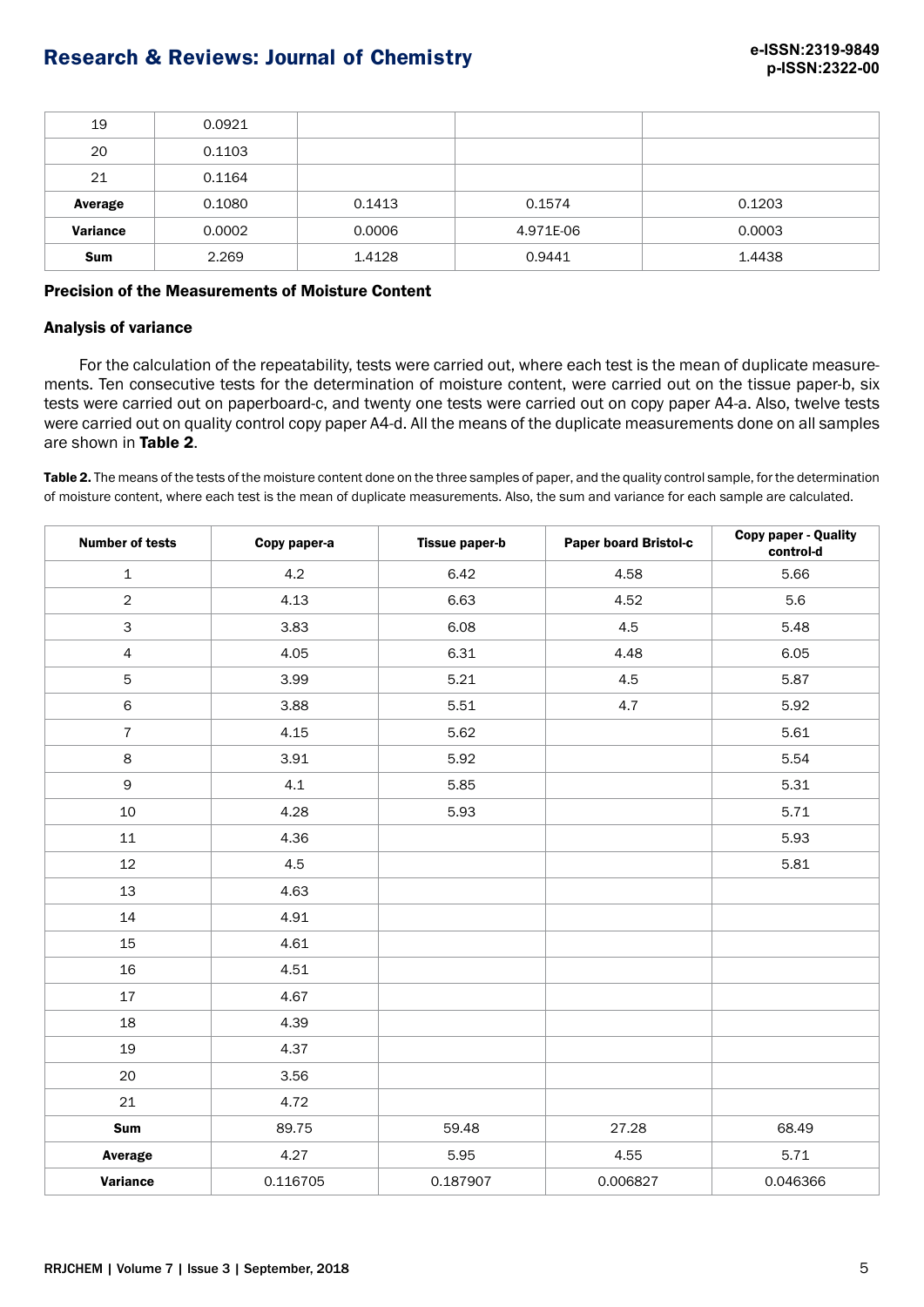| 19 | 0.0921 | | | |
|---|---|---|---|---|
| 20 | 0.1103 | | | |
| 21 | 0.1164 | | | |
| **Average** | 0.1080 | 0.1413 | 0.1574 | 0.1203 |
| **Variance** | 0.0002 | 0.0006 | 4.971E-06 | 0.0003 |
| **Sum** | 2.269 | 1.4128 | 0.9441 | 1.4438 |

### Precision of the Measurements of Moisture Content

#### Analysis of variance

For the calculation of the repeatability, tests were carried out, where each test is the mean of duplicate measurements. Ten consecutive tests for the determination of moisture content, were carried out on the tissue paper-b, six tests were carried out on paperboard-c, and twenty one tests were carried out on copy paper A4-a. Also, twelve tests were carried out on quality control copy paper A4-d. All the means of the duplicate measurements done on all samples are shown in **Table 2**.

**Table 2.** The means of the tests of the moisture content done on the three samples of paper, and the quality control sample, for the determination of moisture content, where each test is the mean of duplicate measurements. Also, the sum and variance for each sample are calculated.

| Number of tests | Copy paper-a | Tissue paper-b | Paper board Bristol-c | Copy paper - Quality control-d |
|---|---|---|---|---|
| 1 | 4.2 | 6.42 | 4.58 | 5.66 |
| 2 | 4.13 | 6.63 | 4.52 | 5.6 |
| 3 | 3.83 | 6.08 | 4.5 | 5.48 |
| 4 | 4.05 | 6.31 | 4.48 | 6.05 |
| 5 | 3.99 | 5.21 | 4.5 | 5.87 |
| 6 | 3.88 | 5.51 | 4.7 | 5.92 |
| 7 | 4.15 | 5.62 | | 5.61 |
| 8 | 3.91 | 5.92 | | 5.54 |
| 9 | 4.1 | 5.85 | | 5.31 |
| 10 | 4.28 | 5.93 | | 5.71 |
| 11 | 4.36 | | | 5.93 |
| 12 | 4.5 | | | 5.81 |
| 13 | 4.63 | | | |
| 14 | 4.91 | | | |
| 15 | 4.61 | | | |
| 16 | 4.51 | | | |
| 17 | 4.67 | | | |
| 18 | 4.39 | | | |
| 19 | 4.37 | | | |
| 20 | 3.56 | | | |
| 21 | 4.72 | | | |
| **Sum** | 89.75 | 59.48 | 27.28 | 68.49 |
| **Average** | 4.27 | 5.95 | 4.55 | 5.71 |
| **Variance** | 0.116705 | 0.187907 | 0.006827 | 0.046366 |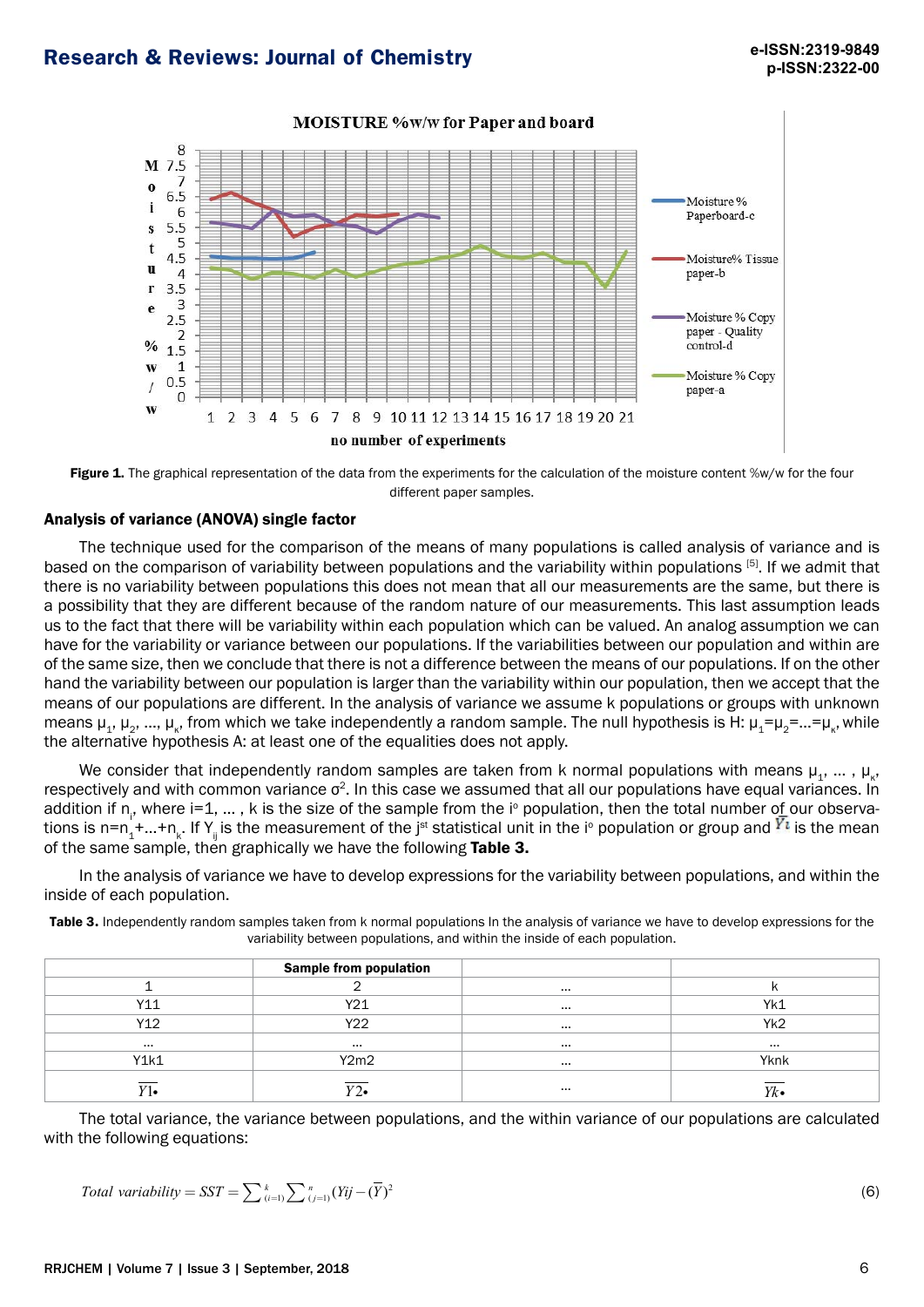Figure 1. The graphical representation of the data from the experiments for the calculation of the moisture content %w/w for the four different paper samples.

## Analysis of variance (ANOVA) single factor

The technique used for the comparison of the means of many populations is called analysis of variance and is based on the comparison of variability between populations and the variability within populations [5]. If we admit that there is no variability between populations this does not mean that all our measurements are the same, but there is a possibility that they are different because of the random nature of our measurements. This last assumption leads us to the fact that there will be variability within each population which can be valued. An analog assumption we can have for the variability or variance between our populations. If the variabilities between our population and within are of the same size, then we conclude that there is not a difference between the means of our populations. If on the other hand the variability between our population is larger than the variability within our population, then we accept that the means of our populations are different. In the analysis of variance we assume k populations or groups with unknown means $\mu_1, \mu_2, \ldots, \mu_\kappa$, from which we take independently a random sample. The null hypothesis is H: $\mu_1=\mu_2=\ldots=\mu_\kappa$, while the alternative hypothesis A: at least one of the equalities does not apply.

We consider that independently random samples are taken from k normal populations with means $\mu_1, \ldots, \mu_\kappa$, respectively and with common variance $\sigma^2$. In this case we assumed that all our populations have equal variances. In addition if $n_i$, where i=1, ... , k is the size of the sample from the i° population, then the total number of our observations is $n=n_1+\ldots+n_k$. If $Y_{ij}$ is the measurement of the $j^{st}$ statistical unit in the i° population or group and $\overline{Y_i}$ is the mean of the same sample, then graphically we have the following **Table 3.**

In the analysis of variance we have to develop expressions for the variability between populations, and within the inside of each population.

Table 3. Independently random samples taken from k normal populations In the analysis of variance we have to develop expressions for the variability between populations, and within the inside of each population.

| | Sample from population | | |
|---|---|---|---|
| 1 | 2 | ... | k |
| Y11 | Y21 | ... | Yk1 |
| Y12 | Y22 | ... | Yk2 |
| ... | ... | ... | ... |
| Y1k1 | Y2m2 | ... | Yknk |
| $\overline{Y1\bullet}$ | $\overline{Y2\bullet}$ | ... | $\overline{Yk\bullet}$ |

The total variance, the variance between populations, and the within variance of our populations are calculated with the following equations:

$$Total\ variability = SST = \sum_{(i=1)}^{k} \sum_{(j=1)}^{n} (Yij - (\overline{Y})^2 \quad (6)$$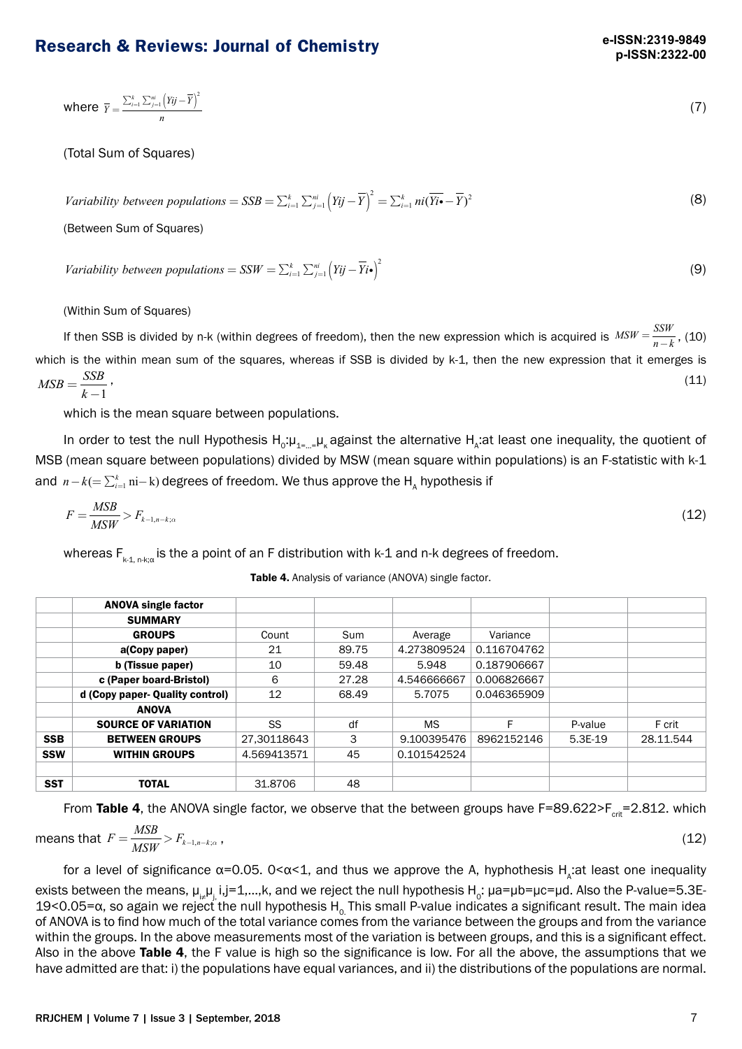where $\overline{Y} = \frac{\sum_{i=1}^{k} \sum_{j=1}^{ni} \left(Yij - \overline{Y}\right)^2}{n}$ (7)

(Total Sum of Squares)

$$Variability\ between\ populations = SSB = \sum_{i=1}^{k} \sum_{j=1}^{ni} \left(Yij - \overline{Y}\right)^2 = \sum_{i=1}^{k} ni(\overline{Yi\bullet} - \overline{Y})^2 \quad (8)$$

(Between Sum of Squares)

$$Variability\ between\ populations = SSW = \sum_{i=1}^{k} \sum_{j=1}^{ni} \left(Yij - \overline{Yi\bullet}\right)^2 \quad (9)$$

(Within Sum of Squares)

If then SSB is divided by n-k (within degrees of freedom), then the new expression which is acquired is $MSW = \frac{SSW}{n-k}$, (10) which is the within mean sum of the squares, whereas if SSB is divided by k-1, then the new expression that it emerges is $MSB = \frac{SSB}{k-1}$, (11)

which is the mean square between populations.

In order to test the null Hypothesis $H_0$:$\mu_{1=...=}\mu_{\kappa}$ against the alternative $H_A$:at least one inequality, the quotient of MSB (mean square between populations) divided by MSW (mean square within populations) is an F-statistic with k-1 and $n-k(=\sum_{i=1}^{k} \text{ni} - \text{k})$ degrees of freedom. We thus approve the $H_A$ hypothesis if

$$F = \frac{MSB}{MSW} > F_{k-1,n-k;\alpha} \quad (12)$$

whereas $F_{k-1,\,n-k;\alpha}$ is the a point of an F distribution with k-1 and n-k degrees of freedom.

**Table 4.** Analysis of variance (ANOVA) single factor.

| | **ANOVA single factor** | | | | | | |
|---|---|---|---|---|---|---|---|
| | **SUMMARY** | | | | | | |
| | **GROUPS** | Count | Sum | Average | Variance | | |
| | **a(Copy paper)** | 21 | 89.75 | 4.273809524 | 0.116704762 | | |
| | **b (Tissue paper)** | 10 | 59.48 | 5.948 | 0.187906667 | | |
| | **c (Paper board-Bristol)** | 6 | 27.28 | 4.546666667 | 0.006826667 | | |
| | **d (Copy paper- Quality control)** | 12 | 68.49 | 5.7075 | 0.046365909 | | |
| | **ANOVA** | | | | | | |
| | **SOURCE OF VARIATION** | SS | df | MS | F | P-value | F crit |
| **SSB** | **BETWEEN GROUPS** | 27,30118643 | 3 | 9.100395476 | 8962152146 | 5.3E-19 | 28.11.544 |
| **SSW** | **WITHIN GROUPS** | 4.569413571 | 45 | 0.101542524 | | | |
| | | | | | | | |
| **SST** | **TOTAL** | 31.8706 | 48 | | | | |

From **Table 4**, the ANOVA single factor, we observe that the between groups have F=89.622>$F_{crit}$=2.812. which means that $F = \frac{MSB}{MSW} > F_{k-1,n-k;\alpha}$, (12)

for a level of significance α=0.05. 0<α<1, and thus we approve the A, hyphothesis $H_A$:at least one inequality exists between the means, $\mu_{i\neq}\mu_{j,}$ i,j=1,...,k, and we reject the null hypothesis $H_0$: μa=μb=μc=μd. Also the P-value=5.3E-19<0.05=α, so again we reject the null hypothesis $H_0$. This small P-value indicates a significant result. The main idea of ANOVA is to find how much of the total variance comes from the variance between the groups and from the variance within the groups. In the above measurements most of the variation is between groups, and this is a significant effect. Also in the above **Table 4**, the F value is high so the significance is low. For all the above, the assumptions that we have admitted are that: i) the populations have equal variances, and ii) the distributions of the populations are normal.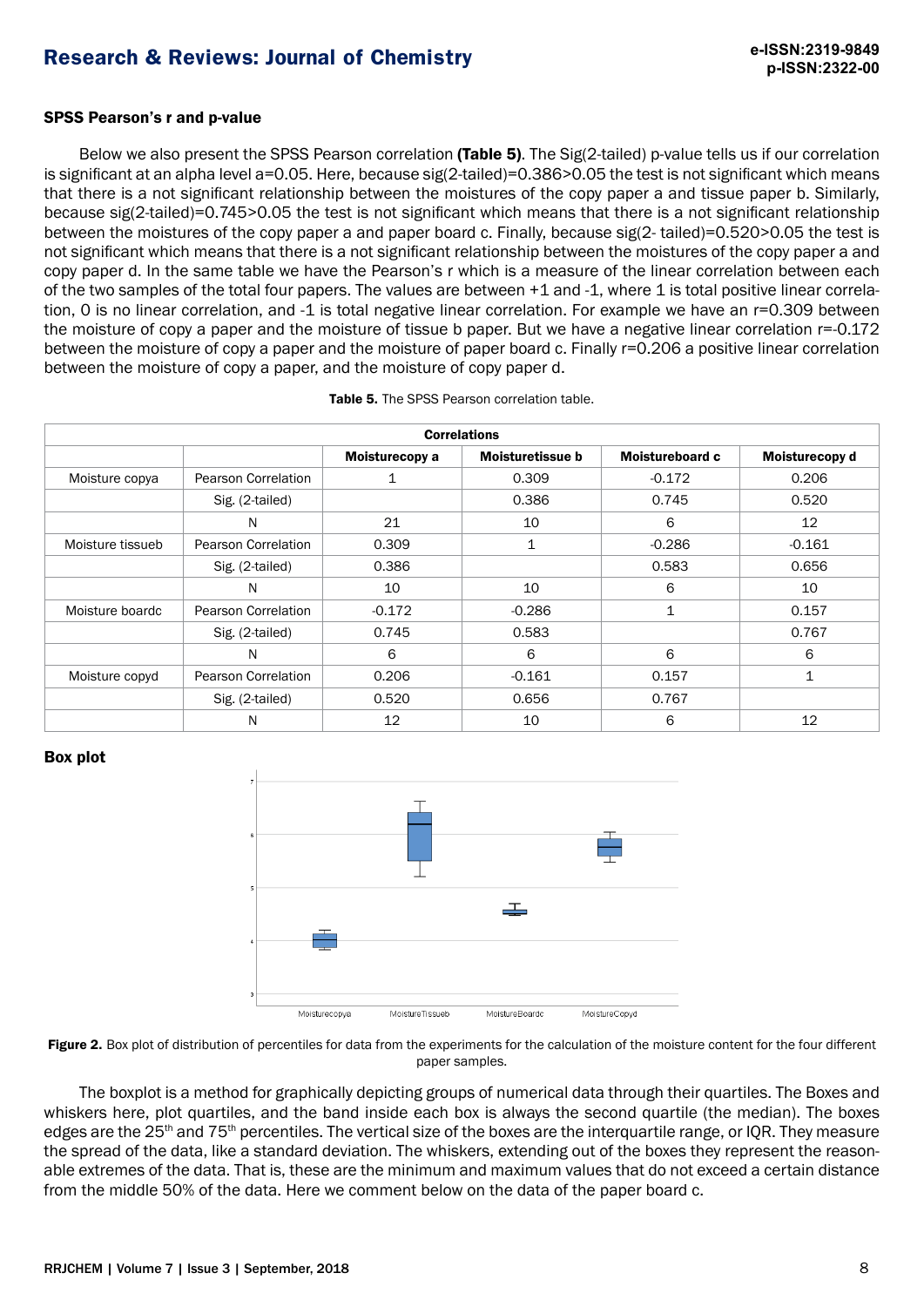### SPSS Pearson's r and p-value

Below we also present the SPSS Pearson correlation **(Table 5)**. The Sig(2-tailed) p-value tells us if our correlation is significant at an alpha level a=0.05. Here, because sig(2-tailed)=0.386>0.05 the test is not significant which means that there is a not significant relationship between the moistures of the copy paper a and tissue paper b. Similarly, because sig(2-tailed)=0.745>0.05 the test is not significant which means that there is a not significant relationship between the moistures of the copy paper a and paper board c. Finally, because sig(2- tailed)=0.520>0.05 the test is not significant which means that there is a not significant relationship between the moistures of the copy paper a and copy paper d. In the same table we have the Pearson's r which is a measure of the linear correlation between each of the two samples of the total four papers. The values are between +1 and -1, where 1 is total positive linear correlation, 0 is no linear correlation, and -1 is total negative linear correlation. For example we have an r=0.309 between the moisture of copy a paper and the moisture of tissue b paper. But we have a negative linear correlation r=-0.172 between the moisture of copy a paper and the moisture of paper board c. Finally r=0.206 a positive linear correlation between the moisture of copy a paper, and the moisture of copy paper d.

**Table 5.** The SPSS Pearson correlation table.

| Correlations | | | | | |
|---|---|---|---|---|---|
| | | **Moisturecopy a** | **Moisturetissue b** | **Moistureboard c** | **Moisturecopy d** |
| Moisture copya | Pearson Correlation | 1 | 0.309 | -0.172 | 0.206 |
| | Sig. (2-tailed) | | 0.386 | 0.745 | 0.520 |
| | N | 21 | 10 | 6 | 12 |
| Moisture tissueb | Pearson Correlation | 0.309 | 1 | -0.286 | -0.161 |
| | Sig. (2-tailed) | 0.386 | | 0.583 | 0.656 |
| | N | 10 | 10 | 6 | 10 |
| Moisture boardc | Pearson Correlation | -0.172 | -0.286 | 1 | 0.157 |
| | Sig. (2-tailed) | 0.745 | 0.583 | | 0.767 |
| | N | 6 | 6 | 6 | 6 |
| Moisture copyd | Pearson Correlation | 0.206 | -0.161 | 0.157 | 1 |
| | Sig. (2-tailed) | 0.520 | 0.656 | 0.767 | |
| | N | 12 | 10 | 6 | 12 |

### Box plot

**Figure 2.** Box plot of distribution of percentiles for data from the experiments for the calculation of the moisture content for the four different paper samples.

The boxplot is a method for graphically depicting groups of numerical data through their quartiles. The Boxes and whiskers here, plot quartiles, and the band inside each box is always the second quartile (the median). The boxes edges are the 25th and 75th percentiles. The vertical size of the boxes are the interquartile range, or IQR. They measure the spread of the data, like a standard deviation. The whiskers, extending out of the boxes they represent the reasonable extremes of the data. That is, these are the minimum and maximum values that do not exceed a certain distance from the middle 50% of the data. Here we comment below on the data of the paper board c.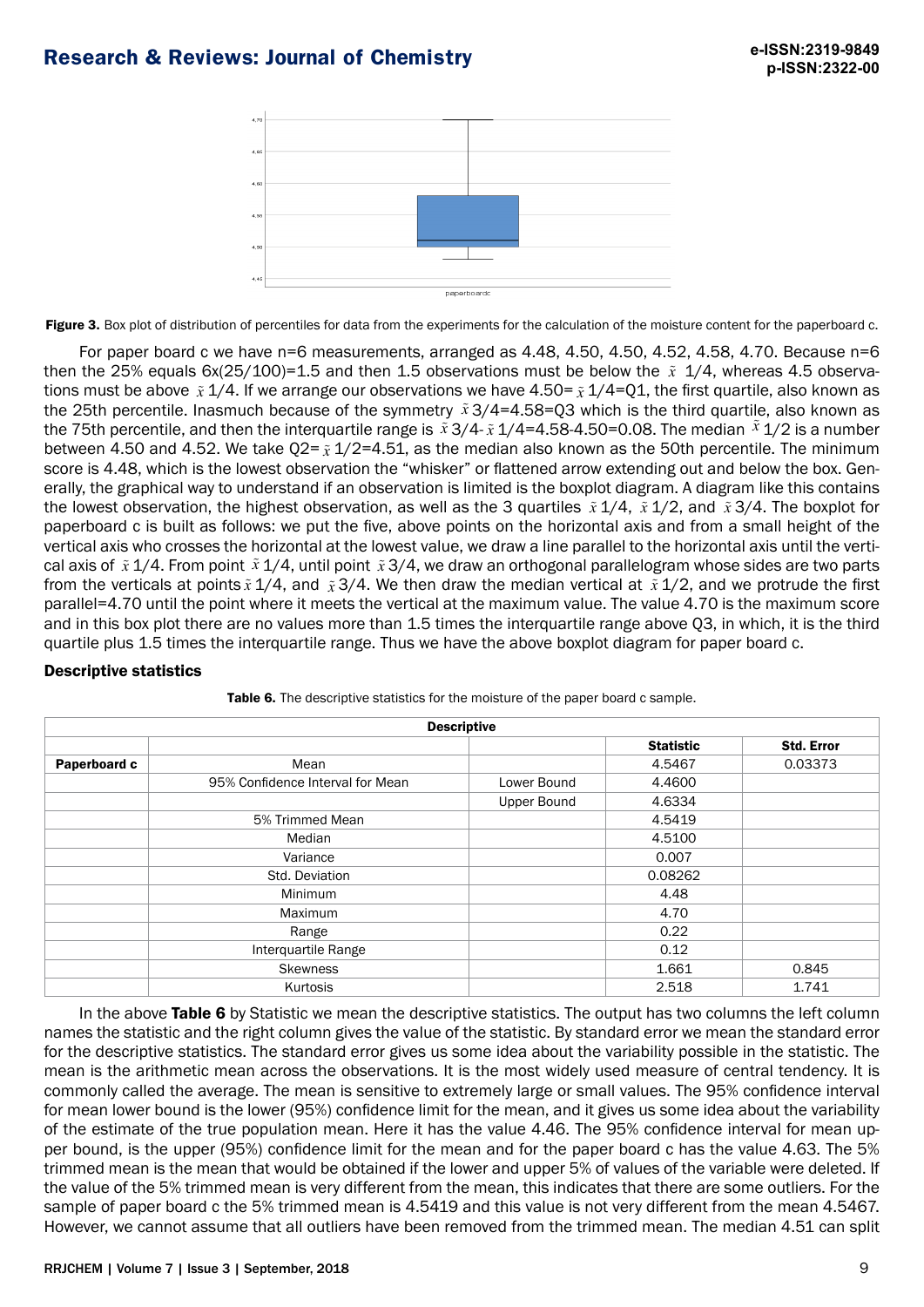**Figure 3.** Box plot of distribution of percentiles for data from the experiments for the calculation of the moisture content for the paperboard c.

For paper board c we have n=6 measurements, arranged as 4.48, 4.50, 4.50, 4.52, 4.58, 4.70. Because n=6 then the 25% equals 6x(25/100)=1.5 and then 1.5 observations must be below the $\tilde{x}$ 1/4, whereas 4.5 observations must be above $\tilde{x}$ 1/4. If we arrange our observations we have 4.50= $\tilde{x}$ 1/4=Q1, the first quartile, also known as the 25th percentile. Inasmuch because of the symmetry $\tilde{x}$ 3/4=4.58=Q3 which is the third quartile, also known as the 75th percentile, and then the interquartile range is $\tilde{x}$ 3/4- $\tilde{x}$ 1/4=4.58-4.50=0.08. The median $\tilde{x}$ 1/2 is a number between 4.50 and 4.52. We take Q2= $\tilde{x}$ 1/2=4.51, as the median also known as the 50th percentile. The minimum score is 4.48, which is the lowest observation the "whisker" or flattened arrow extending out and below the box. Generally, the graphical way to understand if an observation is limited is the boxplot diagram. A diagram like this contains the lowest observation, the highest observation, as well as the 3 quartiles $\tilde{x}$ 1/4, $\tilde{x}$ 1/2, and $\tilde{x}$ 3/4. The boxplot for paperboard c is built as follows: we put the five, above points on the horizontal axis and from a small height of the vertical axis who crosses the horizontal at the lowest value, we draw a line parallel to the horizontal axis until the vertical axis of $\tilde{x}$ 1/4. From point $\tilde{x}$ 1/4, until point $\tilde{x}$ 3/4, we draw an orthogonal parallelogram whose sides are two parts from the verticals at points $\tilde{x}$ 1/4, and $\tilde{x}$ 3/4. We then draw the median vertical at $\tilde{x}$ 1/2, and we protrude the first parallel=4.70 until the point where it meets the vertical at the maximum value. The value 4.70 is the maximum score and in this box plot there are no values more than 1.5 times the interquartile range above Q3, in which, it is the third quartile plus 1.5 times the interquartile range. Thus we have the above boxplot diagram for paper board c.

### Descriptive statistics

**Table 6.** The descriptive statistics for the moisture of the paper board c sample.

| Descriptive | | | | |
|---|---|---|---|---|
| | | | **Statistic** | **Std. Error** |
| **Paperboard c** | Mean | | 4.5467 | 0.03373 |
| | 95% Confidence Interval for Mean | Lower Bound | 4.4600 | |
| | | Upper Bound | 4.6334 | |
| | 5% Trimmed Mean | | 4.5419 | |
| | Median | | 4.5100 | |
| | Variance | | 0.007 | |
| | Std. Deviation | | 0.08262 | |
| | Minimum | | 4.48 | |
| | Maximum | | 4.70 | |
| | Range | | 0.22 | |
| | Interquartile Range | | 0.12 | |
| | Skewness | | 1.661 | 0.845 |
| | Kurtosis | | 2.518 | 1.741 |

In the above **Table 6** by Statistic we mean the descriptive statistics. The output has two columns the left column names the statistic and the right column gives the value of the statistic. By standard error we mean the standard error for the descriptive statistics. The standard error gives us some idea about the variability possible in the statistic. The mean is the arithmetic mean across the observations. It is the most widely used measure of central tendency. It is commonly called the average. The mean is sensitive to extremely large or small values. The 95% confidence interval for mean lower bound is the lower (95%) confidence limit for the mean, and it gives us some idea about the variability of the estimate of the true population mean. Here it has the value 4.46. The 95% confidence interval for mean upper bound, is the upper (95%) confidence limit for the mean and for the paper board c has the value 4.63. The 5% trimmed mean is the mean that would be obtained if the lower and upper 5% of values of the variable were deleted. If the value of the 5% trimmed mean is very different from the mean, this indicates that there are some outliers. For the sample of paper board c the 5% trimmed mean is 4.5419 and this value is not very different from the mean 4.5467. However, we cannot assume that all outliers have been removed from the trimmed mean. The median 4.51 can split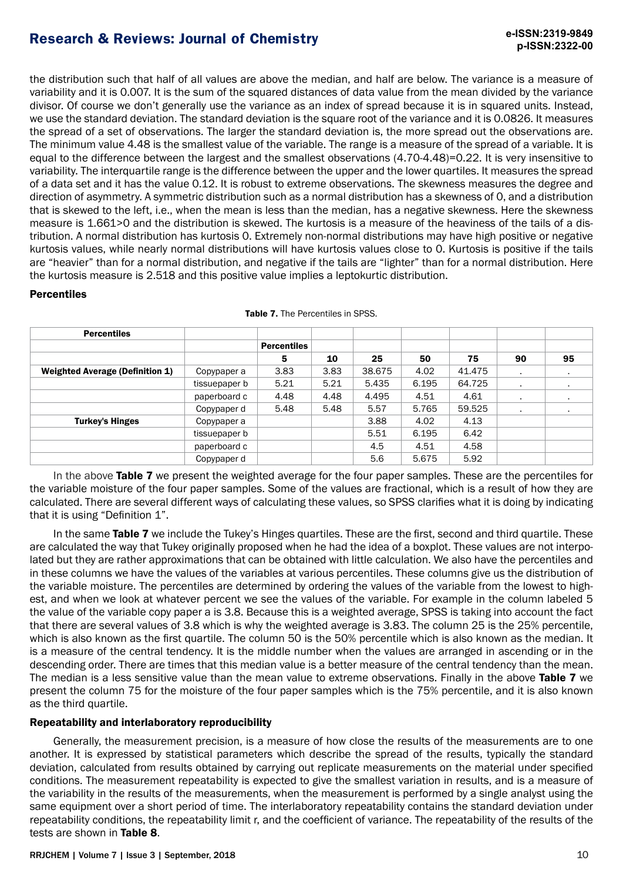the distribution such that half of all values are above the median, and half are below. The variance is a measure of variability and it is 0.007. It is the sum of the squared distances of data value from the mean divided by the variance divisor. Of course we don't generally use the variance as an index of spread because it is in squared units. Instead, we use the standard deviation. The standard deviation is the square root of the variance and it is 0.0826. It measures the spread of a set of observations. The larger the standard deviation is, the more spread out the observations are. The minimum value 4.48 is the smallest value of the variable. The range is a measure of the spread of a variable. It is equal to the difference between the largest and the smallest observations (4.70-4.48)=0.22. It is very insensitive to variability. The interquartile range is the difference between the upper and the lower quartiles. It measures the spread of a data set and it has the value 0.12. It is robust to extreme observations. The skewness measures the degree and direction of asymmetry. A symmetric distribution such as a normal distribution has a skewness of 0, and a distribution that is skewed to the left, i.e., when the mean is less than the median, has a negative skewness. Here the skewness measure is 1.661>0 and the distribution is skewed. The kurtosis is a measure of the heaviness of the tails of a distribution. A normal distribution has kurtosis 0. Extremely non-normal distributions may have high positive or negative kurtosis values, while nearly normal distributions will have kurtosis values close to 0. Kurtosis is positive if the tails are "heavier" than for a normal distribution, and negative if the tails are "lighter" than for a normal distribution. Here the kurtosis measure is 2.518 and this positive value implies a leptokurtic distribution.

### Percentiles

**Table 7.** The Percentiles in SPSS.

| **Percentiles** | | | | | | | | |
|---|---|---|---|---|---|---|---|---|
| | | **Percentiles** | | | | | | |
| | | **5** | **10** | **25** | **50** | **75** | **90** | **95** |
| **Weighted Average (Definition 1)** | Copypaper a | 3.83 | 3.83 | 38.675 | 4.02 | 41.475 | . | . |
| | tissuepaper b | 5.21 | 5.21 | 5.435 | 6.195 | 64.725 | . | . |
| | paperboard c | 4.48 | 4.48 | 4.495 | 4.51 | 4.61 | . | . |
| | Copypaper d | 5.48 | 5.48 | 5.57 | 5.765 | 59.525 | . | . |
| **Turkey's Hinges** | Copypaper a | | | 3.88 | 4.02 | 4.13 | | |
| | tissuepaper b | | | 5.51 | 6.195 | 6.42 | | |
| | paperboard c | | | 4.5 | 4.51 | 4.58 | | |
| | Copypaper d | | | 5.6 | 5.675 | 5.92 | | |

In the above **Table 7** we present the weighted average for the four paper samples. These are the percentiles for the variable moisture of the four paper samples. Some of the values are fractional, which is a result of how they are calculated. There are several different ways of calculating these values, so SPSS clarifies what it is doing by indicating that it is using "Definition 1".

In the same **Table 7** we include the Tukey's Hinges quartiles. These are the first, second and third quartile. These are calculated the way that Tukey originally proposed when he had the idea of a boxplot. These values are not interpolated but they are rather approximations that can be obtained with little calculation. We also have the percentiles and in these columns we have the values of the variables at various percentiles. These columns give us the distribution of the variable moisture. The percentiles are determined by ordering the values of the variable from the lowest to highest, and when we look at whatever percent we see the values of the variable. For example in the column labeled 5 the value of the variable copy paper a is 3.8. Because this is a weighted average, SPSS is taking into account the fact that there are several values of 3.8 which is why the weighted average is 3.83. The column 25 is the 25% percentile, which is also known as the first quartile. The column 50 is the 50% percentile which is also known as the median. It is a measure of the central tendency. It is the middle number when the values are arranged in ascending or in the descending order. There are times that this median value is a better measure of the central tendency than the mean. The median is a less sensitive value than the mean value to extreme observations. Finally in the above **Table 7** we present the column 75 for the moisture of the four paper samples which is the 75% percentile, and it is also known as the third quartile.

### Repeatability and interlaboratory reproducibility

Generally, the measurement precision, is a measure of how close the results of the measurements are to one another. It is expressed by statistical parameters which describe the spread of the results, typically the standard deviation, calculated from results obtained by carrying out replicate measurements on the material under specified conditions. The measurement repeatability is expected to give the smallest variation in results, and is a measure of the variability in the results of the measurements, when the measurement is performed by a single analyst using the same equipment over a short period of time. The interlaboratory repeatability contains the standard deviation under repeatability conditions, the repeatability limit r, and the coefficient of variance. The repeatability of the results of the tests are shown in **Table 8**.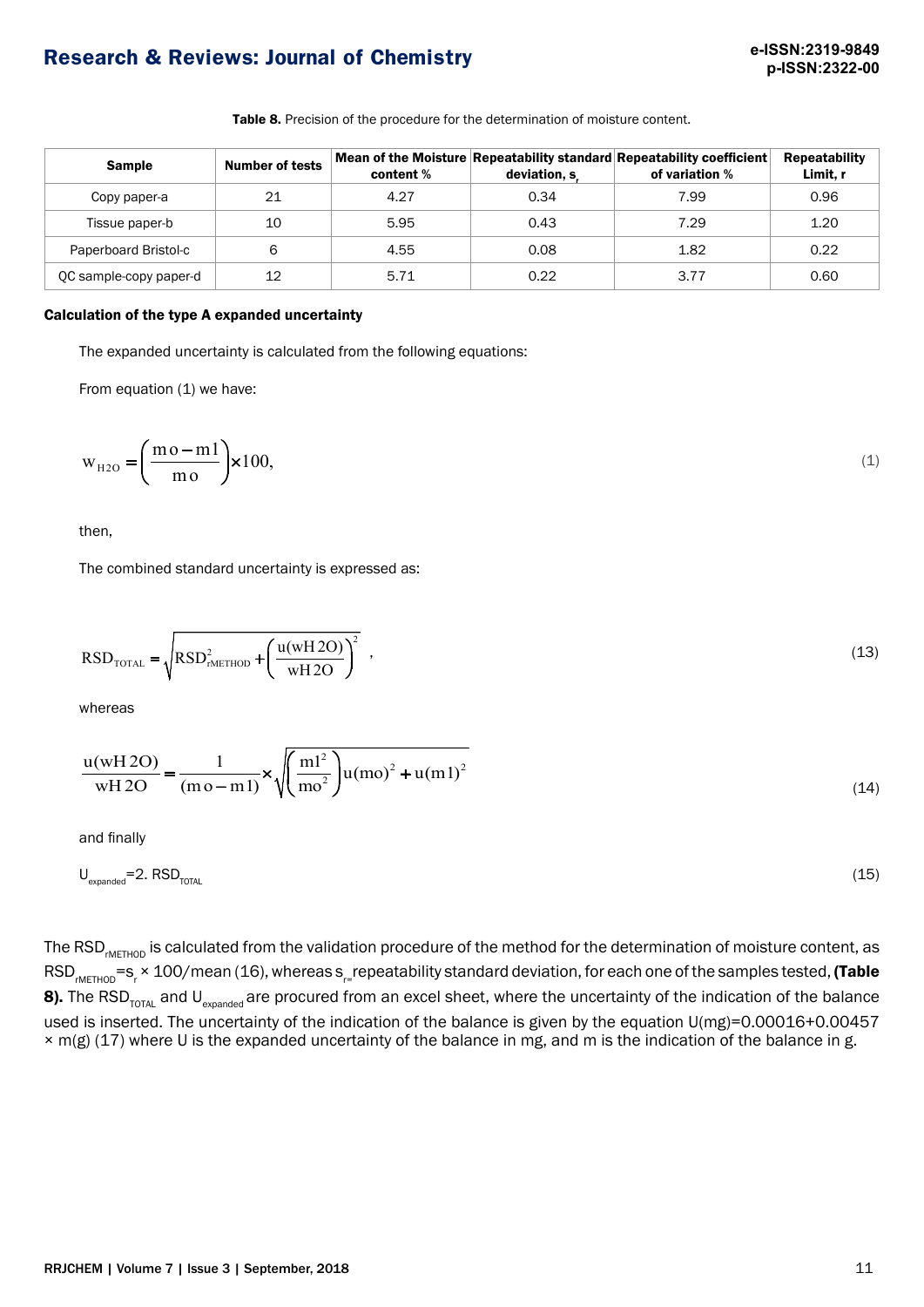**Table 8.** Precision of the procedure for the determination of moisture content.

| Sample | Number of tests | Mean of the Moisture content % | Repeatability standard deviation, $s_r$ | Repeatability coefficient of variation % | Repeatability Limit, r |
|---|---|---|---|---|---|
| Copy paper-a | 21 | 4.27 | 0.34 | 7.99 | 0.96 |
| Tissue paper-b | 10 | 5.95 | 0.43 | 7.29 | 1.20 |
| Paperboard Bristol-c | 6 | 4.55 | 0.08 | 1.82 | 0.22 |
| QC sample-copy paper-d | 12 | 5.71 | 0.22 | 3.77 | 0.60 |

**Calculation of the type A expanded uncertainty**

The expanded uncertainty is calculated from the following equations:

From equation (1) we have:

$$w_{H2O} = \left(\frac{mo - m1}{mo}\right) \times 100, \quad (1)$$

then,

The combined standard uncertainty is expressed as:

$$RSD_{TOTAL} = \sqrt{RSD^2_{rMETHOD} + \left(\frac{u(wH2O)}{wH2O}\right)^2} \;, \quad (13)$$

whereas

$$\frac{u(wH2O)}{wH2O} = \frac{1}{(mo - m1)} \times \sqrt{\left(\frac{m1^2}{mo^2}\right) u(mo)^2 + u(m1)^2} \quad (14)$$

and finally

$$U_{expanded} = 2. \, RSD_{TOTAL} \quad (15)$$

The $RSD_{rMETHOD}$ is calculated from the validation procedure of the method for the determination of moisture content, as $RSD_{rMETHOD} = s_r \times 100/\text{mean}$ (16), whereas $s_{r=}$ repeatability standard deviation, for each one of the samples tested, **(Table 8).** The $RSD_{TOTAL}$ and $U_{expanded}$ are procured from an excel sheet, where the uncertainty of the indication of the balance used is inserted. The uncertainty of the indication of the balance is given by the equation U(mg)=0.00016+0.00457 × m(g) (17) where U is the expanded uncertainty of the balance in mg, and m is the indication of the balance in g.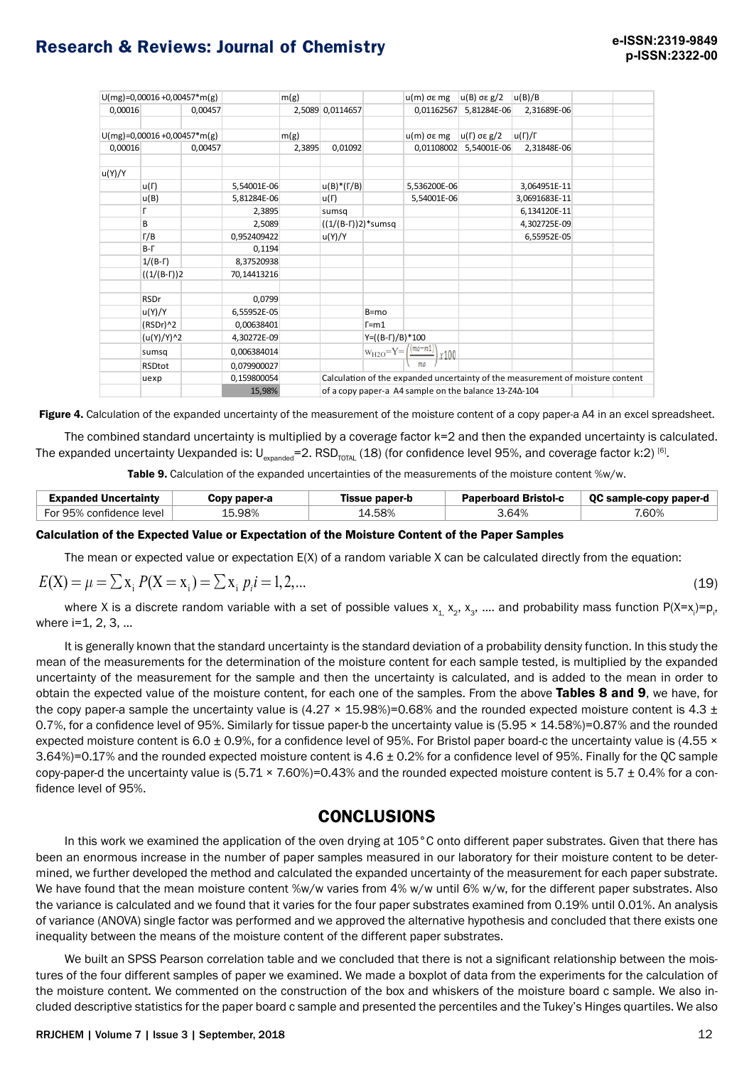| U(mg)=0,00016 +0,00457*m(g) | | | | m(g) | | | u(m) σε mg | u(B) σε g/2 | u(B)/B | | |
|---|---|---|---|---|---|---|---|---|---|---|---|
| 0,00016 | | 0,00457 | | 2,5089 | 0,0114657 | | 0,01162567 | 5,81284E-06 | 2,31689E-06 | | |
| | | | | | | | | | | | |
| U(mg)=0,00016 +0,00457*m(g) | | | | m(g) | | | u(m) σε mg | u(Γ) σε g/2 | u(Γ)/Γ | | |
| 0,00016 | | 0,00457 | | 2,3895 | 0,01092 | | 0,01108002 | 5,54001E-06 | 2,31848E-06 | | |
| | | | | | | | | | | | |
| u(Y)/Y | | | | | | | | | | | |
| | u(Γ) | | 5,54001E-06 | | u(B)*(Γ/B) | | 5,536200E-06 | | 3,064951E-11 | | |
| | u(B) | | 5,81284E-06 | | u(Γ) | | 5,54001E-06 | | 3,0691683E-11 | | |
| | Γ | | 2,3895 | | sumsq | | | | 6,134120E-11 | | |
| | B | | 2,5089 | | ((1/(B-Γ))2)*sumsq | | | | 4,302725E-09 | | |
| | Γ/B | | 0,952409422 | | u(Y)/Y | | | | 6,55952E-05 | | |
| | B-Γ | | 0,1194 | | | | | | | | |
| | 1/(B-Γ) | | 8,37520938 | | | | | | | | |
| | ((1/(B-Γ))2 | | 70,14413216 | | | | | | | | |
| | | | | | | | | | | | |
| | RSDr | | 0,0799 | | | | | | | | |
| | u(Y)/Y | | 6,55952E-05 | | | B=mo | | | | | |
| | (RSDr)^2 | | 0,00638401 | | | Γ=m1 | | | | | |
| | (u(Y)/Y)^2 | | 4,30272E-09 | | | Y=((B-Γ)/B)*100 | | | | | |
| | sumsq | | 0,006384014 | | | $w_{H2O}=Y=\left(\frac{m_0-m_1}{m_0}\right)x100$ | | | | | |
| | RSDtot | | 0,079900027 | | | | | | | | |
| | uexp | | 0,159800054 | | Calculation of the expanded uncertainty of the measurement of moisture content | | | | | | |
| | | | 15,98% | | of a copy paper-a A4 sample on the balance 13-Z4Δ-104 | | | | | | |

**Figure 4.** Calculation of the expanded uncertainty of the measurement of the moisture content of a copy paper-a A4 in an excel spreadsheet.

The combined standard uncertainty is multiplied by a coverage factor k=2 and then the expanded uncertainty is calculated. The expanded uncertainty Uexpanded is: $U_{expanded}=2.\ RSD_{TOTAL}$ (18) (for confidence level 95%, and coverage factor k:2) [6].

**Table 9.** Calculation of the expanded uncertainties of the measurements of the moisture content %w/w.

| Expanded Uncertainty | Copy paper-a | Tissue paper-b | Paperboard Bristol-c | QC sample-copy paper-d |
|---|---|---|---|---|
| For 95% confidence level | 15.98% | 14.58% | 3.64% | 7.60% |

### Calculation of the Expected Value or Expectation of the Moisture Content of the Paper Samples

The mean or expected value or expectation E(X) of a random variable X can be calculated directly from the equation:

$$E(X)=\mu=\sum x_i\ P(X=x_i)=\sum x_i\ p_i i=1,2,... \quad (19)$$

where X is a discrete random variable with a set of possible values $x_1, x_2, x_3$, .... and probability mass function $P(X=x_i)=p_i$, where i=1, 2, 3, ...

It is generally known that the standard uncertainty is the standard deviation of a probability density function. In this study the mean of the measurements for the determination of the moisture content for each sample tested, is multiplied by the expanded uncertainty of the measurement for the sample and then the uncertainty is calculated, and is added to the mean in order to obtain the expected value of the moisture content, for each one of the samples. From the above **Tables 8 and 9**, we have, for the copy paper-a sample the uncertainty value is (4.27 × 15.98%)=0.68% and the rounded expected moisture content is 4.3 ± 0.7%, for a confidence level of 95%. Similarly for tissue paper-b the uncertainty value is (5.95 × 14.58%)=0.87% and the rounded expected moisture content is 6.0 ± 0.9%, for a confidence level of 95%. For Bristol paper board-c the uncertainty value is (4.55 × 3.64%)=0.17% and the rounded expected moisture content is 4.6 ± 0.2% for a confidence level of 95%. Finally for the QC sample copy-paper-d the uncertainty value is (5.71 × 7.60%)=0.43% and the rounded expected moisture content is 5.7 ± 0.4% for a confidence level of 95%.

## CONCLUSIONS

In this work we examined the application of the oven drying at 105°C onto different paper substrates. Given that there has been an enormous increase in the number of paper samples measured in our laboratory for their moisture content to be determined, we further developed the method and calculated the expanded uncertainty of the measurement for each paper substrate. We have found that the mean moisture content %w/w varies from 4% w/w until 6% w/w, for the different paper substrates. Also the variance is calculated and we found that it varies for the four paper substrates examined from 0.19% until 0.01%. An analysis of variance (ANOVA) single factor was performed and we approved the alternative hypothesis and concluded that there exists one inequality between the means of the moisture content of the different paper substrates.

We built an SPSS Pearson correlation table and we concluded that there is not a significant relationship between the moistures of the four different samples of paper we examined. We made a boxplot of data from the experiments for the calculation of the moisture content. We commented on the construction of the box and whiskers of the moisture board c sample. We also included descriptive statistics for the paper board c sample and presented the percentiles and the Tukey's Hinges quartiles. We also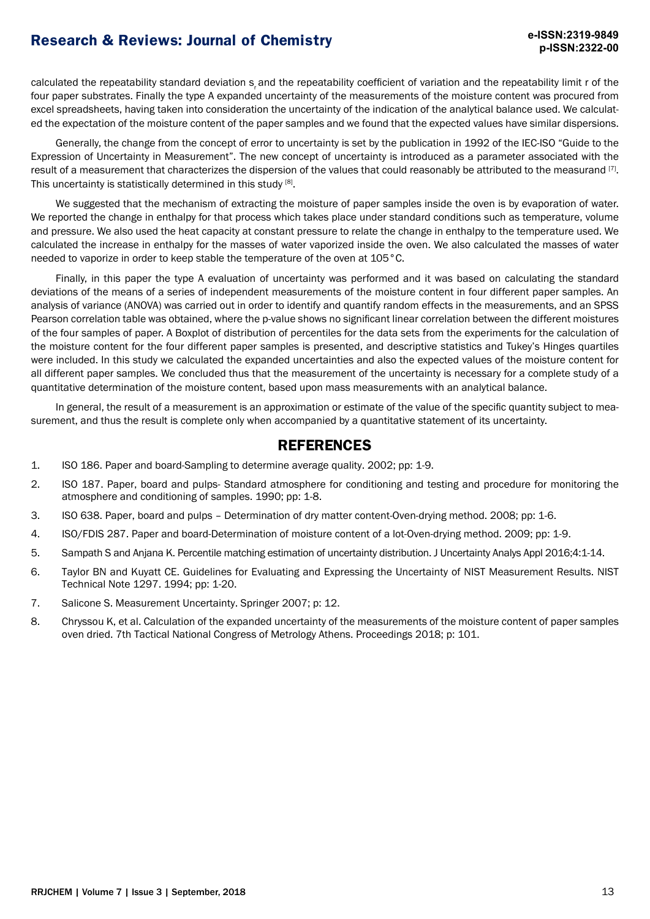calculated the repeatability standard deviation $s_r$ and the repeatability coefficient of variation and the repeatability limit r of the four paper substrates. Finally the type A expanded uncertainty of the measurements of the moisture content was procured from excel spreadsheets, having taken into consideration the uncertainty of the indication of the analytical balance used. We calculated the expectation of the moisture content of the paper samples and we found that the expected values have similar dispersions.

Generally, the change from the concept of error to uncertainty is set by the publication in 1992 of the IEC-ISO "Guide to the Expression of Uncertainty in Measurement". The new concept of uncertainty is introduced as a parameter associated with the result of a measurement that characterizes the dispersion of the values that could reasonably be attributed to the measurand [7]. This uncertainty is statistically determined in this study [8].

We suggested that the mechanism of extracting the moisture of paper samples inside the oven is by evaporation of water. We reported the change in enthalpy for that process which takes place under standard conditions such as temperature, volume and pressure. We also used the heat capacity at constant pressure to relate the change in enthalpy to the temperature used. We calculated the increase in enthalpy for the masses of water vaporized inside the oven. We also calculated the masses of water needed to vaporize in order to keep stable the temperature of the oven at 105 °C.

Finally, in this paper the type A evaluation of uncertainty was performed and it was based on calculating the standard deviations of the means of a series of independent measurements of the moisture content in four different paper samples. An analysis of variance (ANOVA) was carried out in order to identify and quantify random effects in the measurements, and an SPSS Pearson correlation table was obtained, where the p-value shows no significant linear correlation between the different moistures of the four samples of paper. A Boxplot of distribution of percentiles for the data sets from the experiments for the calculation of the moisture content for the four different paper samples is presented, and descriptive statistics and Tukey's Hinges quartiles were included. In this study we calculated the expanded uncertainties and also the expected values of the moisture content for all different paper samples. We concluded thus that the measurement of the uncertainty is necessary for a complete study of a quantitative determination of the moisture content, based upon mass measurements with an analytical balance.

In general, the result of a measurement is an approximation or estimate of the value of the specific quantity subject to measurement, and thus the result is complete only when accompanied by a quantitative statement of its uncertainty.

## REFERENCES

1. ISO 186. Paper and board-Sampling to determine average quality. 2002; pp: 1-9.
2. ISO 187. Paper, board and pulps- Standard atmosphere for conditioning and testing and procedure for monitoring the atmosphere and conditioning of samples. 1990; pp: 1-8.
3. ISO 638. Paper, board and pulps – Determination of dry matter content-Oven-drying method. 2008; pp: 1-6.
4. ISO/FDIS 287. Paper and board-Determination of moisture content of a lot-Oven-drying method. 2009; pp: 1-9.
5. Sampath S and Anjana K. Percentile matching estimation of uncertainty distribution. J Uncertainty Analys Appl 2016;4:1-14.
6. Taylor BN and Kuyatt CE. Guidelines for Evaluating and Expressing the Uncertainty of NIST Measurement Results. NIST Technical Note 1297. 1994; pp: 1-20.
7. Salicone S. Measurement Uncertainty. Springer 2007; p: 12.
8. Chryssou K, et al. Calculation of the expanded uncertainty of the measurements of the moisture content of paper samples oven dried. 7th Tactical National Congress of Metrology Athens. Proceedings 2018; p: 101.